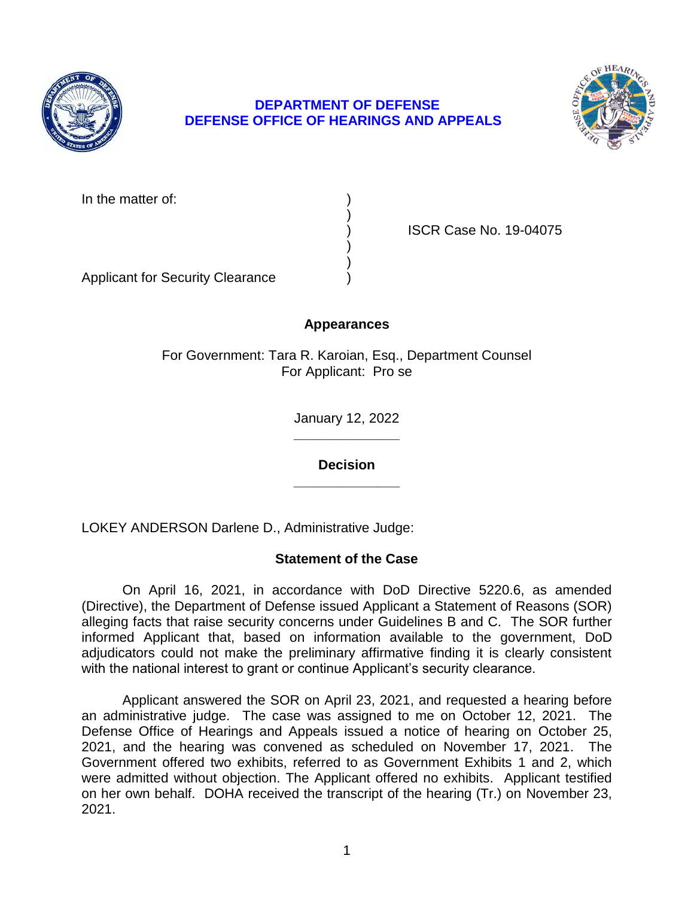**DEPARTMENT OF DEFENSE**
**DEFENSE OFFICE OF HEARINGS AND APPEALS**

| | | |
|---|---|---|
| In the matter of: | ) | |
| | ) | |
| | ) | ISCR Case No. 19-04075 |
| | ) | |
| | ) | |
| Applicant for Security Clearance | ) | |

**Appearances**

For Government: Tara R. Karoian, Esq., Department Counsel
For Applicant: Pro se

January 12, 2022

______________

**Decision**

______________

LOKEY ANDERSON Darlene D., Administrative Judge:

## Statement of the Case

On April 16, 2021, in accordance with DoD Directive 5220.6, as amended (Directive), the Department of Defense issued Applicant a Statement of Reasons (SOR) alleging facts that raise security concerns under Guidelines B and C. The SOR further informed Applicant that, based on information available to the government, DoD adjudicators could not make the preliminary affirmative finding it is clearly consistent with the national interest to grant or continue Applicant's security clearance.

Applicant answered the SOR on April 23, 2021, and requested a hearing before an administrative judge. The case was assigned to me on October 12, 2021. The Defense Office of Hearings and Appeals issued a notice of hearing on October 25, 2021, and the hearing was convened as scheduled on November 17, 2021. The Government offered two exhibits, referred to as Government Exhibits 1 and 2, which were admitted without objection. The Applicant offered no exhibits. Applicant testified on her own behalf. DOHA received the transcript of the hearing (Tr.) on November 23, 2021.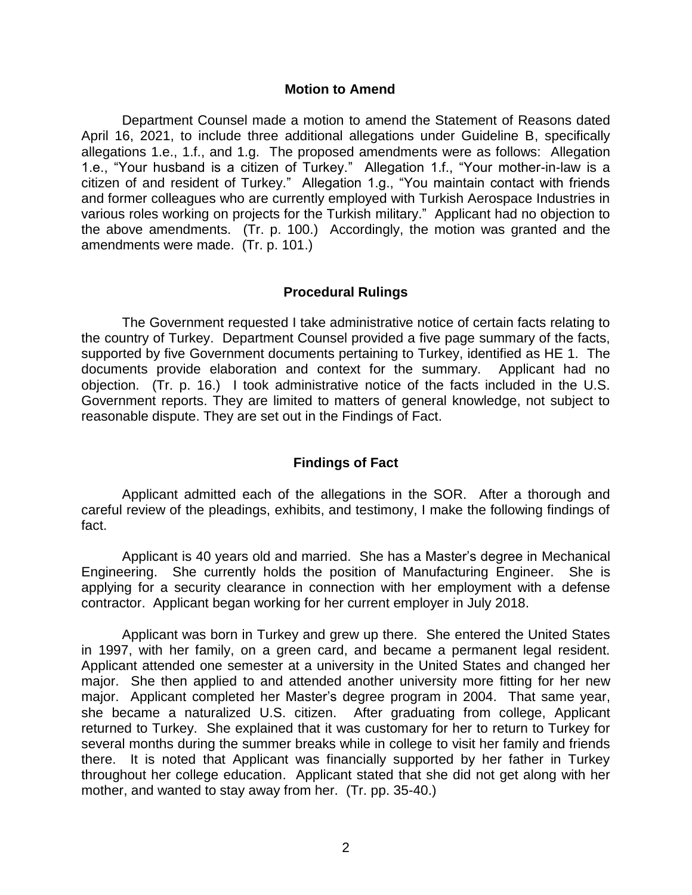**Motion to Amend**

Department Counsel made a motion to amend the Statement of Reasons dated April 16, 2021, to include three additional allegations under Guideline B, specifically allegations 1.e., 1.f., and 1.g. The proposed amendments were as follows: Allegation 1.e., "Your husband is a citizen of Turkey." Allegation 1.f., "Your mother-in-law is a citizen of and resident of Turkey." Allegation 1.g., "You maintain contact with friends and former colleagues who are currently employed with Turkish Aerospace Industries in various roles working on projects for the Turkish military." Applicant had no objection to the above amendments. (Tr. p. 100.) Accordingly, the motion was granted and the amendments were made. (Tr. p. 101.)

**Procedural Rulings**

The Government requested I take administrative notice of certain facts relating to the country of Turkey. Department Counsel provided a five page summary of the facts, supported by five Government documents pertaining to Turkey, identified as HE 1. The documents provide elaboration and context for the summary. Applicant had no objection. (Tr. p. 16.) I took administrative notice of the facts included in the U.S. Government reports. They are limited to matters of general knowledge, not subject to reasonable dispute. They are set out in the Findings of Fact.

**Findings of Fact**

Applicant admitted each of the allegations in the SOR. After a thorough and careful review of the pleadings, exhibits, and testimony, I make the following findings of fact.

Applicant is 40 years old and married. She has a Master's degree in Mechanical Engineering. She currently holds the position of Manufacturing Engineer. She is applying for a security clearance in connection with her employment with a defense contractor. Applicant began working for her current employer in July 2018.

Applicant was born in Turkey and grew up there. She entered the United States in 1997, with her family, on a green card, and became a permanent legal resident. Applicant attended one semester at a university in the United States and changed her major. She then applied to and attended another university more fitting for her new major. Applicant completed her Master's degree program in 2004. That same year, she became a naturalized U.S. citizen. After graduating from college, Applicant returned to Turkey. She explained that it was customary for her to return to Turkey for several months during the summer breaks while in college to visit her family and friends there. It is noted that Applicant was financially supported by her father in Turkey throughout her college education. Applicant stated that she did not get along with her mother, and wanted to stay away from her. (Tr. pp. 35-40.)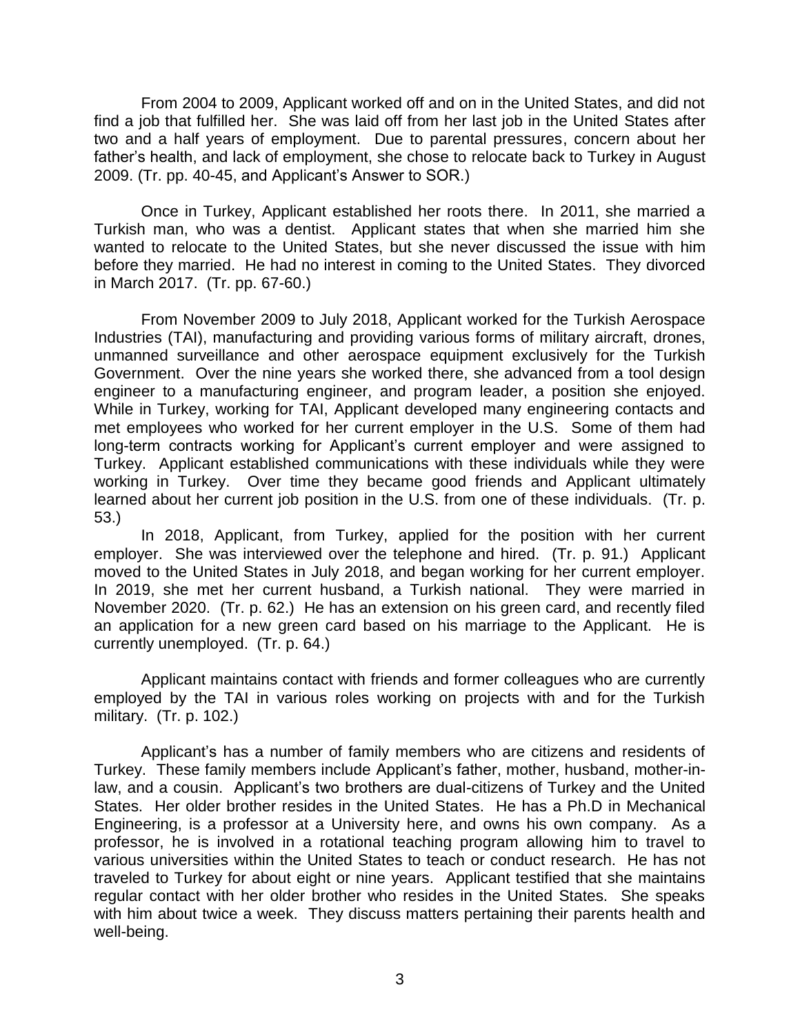From 2004 to 2009, Applicant worked off and on in the United States, and did not find a job that fulfilled her. She was laid off from her last job in the United States after two and a half years of employment. Due to parental pressures, concern about her father's health, and lack of employment, she chose to relocate back to Turkey in August 2009. (Tr. pp. 40-45, and Applicant's Answer to SOR.)

Once in Turkey, Applicant established her roots there. In 2011, she married a Turkish man, who was a dentist. Applicant states that when she married him she wanted to relocate to the United States, but she never discussed the issue with him before they married. He had no interest in coming to the United States. They divorced in March 2017. (Tr. pp. 67-60.)

From November 2009 to July 2018, Applicant worked for the Turkish Aerospace Industries (TAI), manufacturing and providing various forms of military aircraft, drones, unmanned surveillance and other aerospace equipment exclusively for the Turkish Government. Over the nine years she worked there, she advanced from a tool design engineer to a manufacturing engineer, and program leader, a position she enjoyed. While in Turkey, working for TAI, Applicant developed many engineering contacts and met employees who worked for her current employer in the U.S. Some of them had long-term contracts working for Applicant's current employer and were assigned to Turkey. Applicant established communications with these individuals while they were working in Turkey. Over time they became good friends and Applicant ultimately learned about her current job position in the U.S. from one of these individuals. (Tr. p. 53.)

In 2018, Applicant, from Turkey, applied for the position with her current employer. She was interviewed over the telephone and hired. (Tr. p. 91.) Applicant moved to the United States in July 2018, and began working for her current employer. In 2019, she met her current husband, a Turkish national. They were married in November 2020. (Tr. p. 62.) He has an extension on his green card, and recently filed an application for a new green card based on his marriage to the Applicant. He is currently unemployed. (Tr. p. 64.)

Applicant maintains contact with friends and former colleagues who are currently employed by the TAI in various roles working on projects with and for the Turkish military. (Tr. p. 102.)

Applicant's has a number of family members who are citizens and residents of Turkey. These family members include Applicant's father, mother, husband, mother-in-law, and a cousin. Applicant's two brothers are dual-citizens of Turkey and the United States. Her older brother resides in the United States. He has a Ph.D in Mechanical Engineering, is a professor at a University here, and owns his own company. As a professor, he is involved in a rotational teaching program allowing him to travel to various universities within the United States to teach or conduct research. He has not traveled to Turkey for about eight or nine years. Applicant testified that she maintains regular contact with her older brother who resides in the United States. She speaks with him about twice a week. They discuss matters pertaining their parents health and well-being.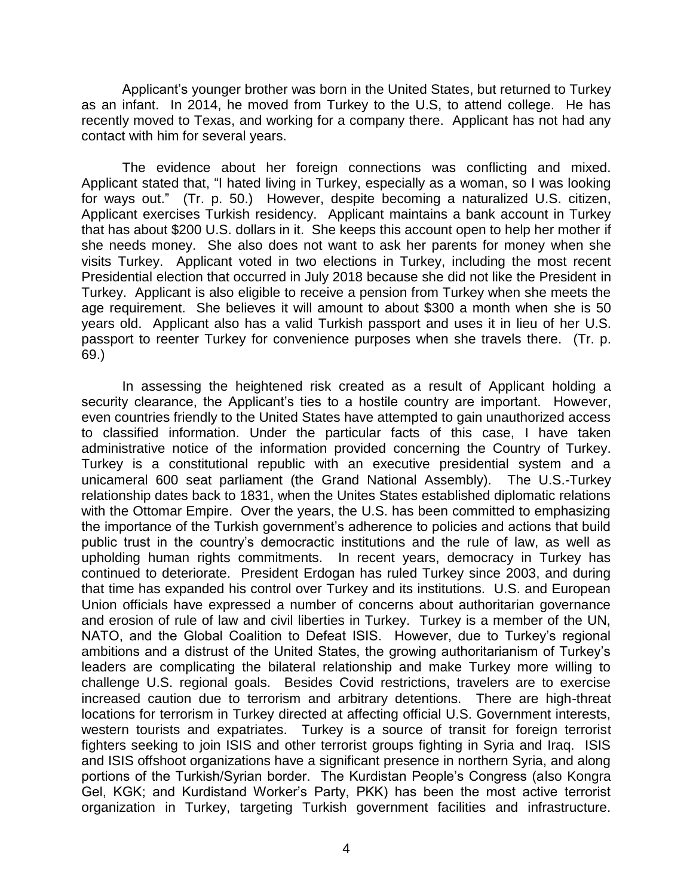Applicant's younger brother was born in the United States, but returned to Turkey as an infant. In 2014, he moved from Turkey to the U.S, to attend college. He has recently moved to Texas, and working for a company there. Applicant has not had any contact with him for several years.

The evidence about her foreign connections was conflicting and mixed. Applicant stated that, "I hated living in Turkey, especially as a woman, so I was looking for ways out." (Tr. p. 50.) However, despite becoming a naturalized U.S. citizen, Applicant exercises Turkish residency. Applicant maintains a bank account in Turkey that has about $200 U.S. dollars in it. She keeps this account open to help her mother if she needs money. She also does not want to ask her parents for money when she visits Turkey. Applicant voted in two elections in Turkey, including the most recent Presidential election that occurred in July 2018 because she did not like the President in Turkey. Applicant is also eligible to receive a pension from Turkey when she meets the age requirement. She believes it will amount to about $300 a month when she is 50 years old. Applicant also has a valid Turkish passport and uses it in lieu of her U.S. passport to reenter Turkey for convenience purposes when she travels there. (Tr. p. 69.)

In assessing the heightened risk created as a result of Applicant holding a security clearance, the Applicant's ties to a hostile country are important. However, even countries friendly to the United States have attempted to gain unauthorized access to classified information. Under the particular facts of this case, I have taken administrative notice of the information provided concerning the Country of Turkey. Turkey is a constitutional republic with an executive presidential system and a unicameral 600 seat parliament (the Grand National Assembly). The U.S.-Turkey relationship dates back to 1831, when the Unites States established diplomatic relations with the Ottomar Empire. Over the years, the U.S. has been committed to emphasizing the importance of the Turkish government's adherence to policies and actions that build public trust in the country's democractic institutions and the rule of law, as well as upholding human rights commitments. In recent years, democracy in Turkey has continued to deteriorate. President Erdogan has ruled Turkey since 2003, and during that time has expanded his control over Turkey and its institutions. U.S. and European Union officials have expressed a number of concerns about authoritarian governance and erosion of rule of law and civil liberties in Turkey. Turkey is a member of the UN, NATO, and the Global Coalition to Defeat ISIS. However, due to Turkey's regional ambitions and a distrust of the United States, the growing authoritarianism of Turkey's leaders are complicating the bilateral relationship and make Turkey more willing to challenge U.S. regional goals. Besides Covid restrictions, travelers are to exercise increased caution due to terrorism and arbitrary detentions. There are high-threat locations for terrorism in Turkey directed at affecting official U.S. Government interests, western tourists and expatriates. Turkey is a source of transit for foreign terrorist fighters seeking to join ISIS and other terrorist groups fighting in Syria and Iraq. ISIS and ISIS offshoot organizations have a significant presence in northern Syria, and along portions of the Turkish/Syrian border. The Kurdistan People's Congress (also Kongra Gel, KGK; and Kurdistand Worker's Party, PKK) has been the most active terrorist organization in Turkey, targeting Turkish government facilities and infrastructure.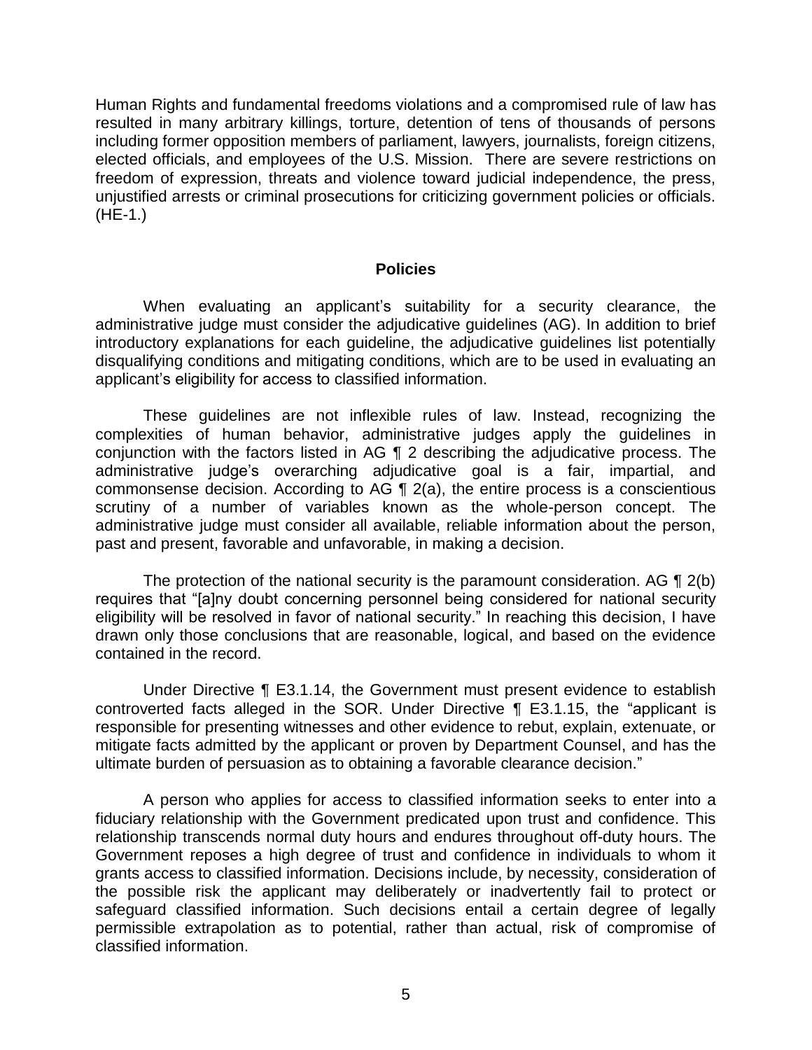Human Rights and fundamental freedoms violations and a compromised rule of law has resulted in many arbitrary killings, torture, detention of tens of thousands of persons including former opposition members of parliament, lawyers, journalists, foreign citizens, elected officials, and employees of the U.S. Mission. There are severe restrictions on freedom of expression, threats and violence toward judicial independence, the press, unjustified arrests or criminal prosecutions for criticizing government policies or officials. (HE-1.)

## Policies

When evaluating an applicant's suitability for a security clearance, the administrative judge must consider the adjudicative guidelines (AG). In addition to brief introductory explanations for each guideline, the adjudicative guidelines list potentially disqualifying conditions and mitigating conditions, which are to be used in evaluating an applicant's eligibility for access to classified information.

These guidelines are not inflexible rules of law. Instead, recognizing the complexities of human behavior, administrative judges apply the guidelines in conjunction with the factors listed in AG ¶ 2 describing the adjudicative process. The administrative judge's overarching adjudicative goal is a fair, impartial, and commonsense decision. According to AG ¶ 2(a), the entire process is a conscientious scrutiny of a number of variables known as the whole-person concept. The administrative judge must consider all available, reliable information about the person, past and present, favorable and unfavorable, in making a decision.

The protection of the national security is the paramount consideration. AG ¶ 2(b) requires that "[a]ny doubt concerning personnel being considered for national security eligibility will be resolved in favor of national security." In reaching this decision, I have drawn only those conclusions that are reasonable, logical, and based on the evidence contained in the record.

Under Directive ¶ E3.1.14, the Government must present evidence to establish controverted facts alleged in the SOR. Under Directive ¶ E3.1.15, the "applicant is responsible for presenting witnesses and other evidence to rebut, explain, extenuate, or mitigate facts admitted by the applicant or proven by Department Counsel, and has the ultimate burden of persuasion as to obtaining a favorable clearance decision."

A person who applies for access to classified information seeks to enter into a fiduciary relationship with the Government predicated upon trust and confidence. This relationship transcends normal duty hours and endures throughout off-duty hours. The Government reposes a high degree of trust and confidence in individuals to whom it grants access to classified information. Decisions include, by necessity, consideration of the possible risk the applicant may deliberately or inadvertently fail to protect or safeguard classified information. Such decisions entail a certain degree of legally permissible extrapolation as to potential, rather than actual, risk of compromise of classified information.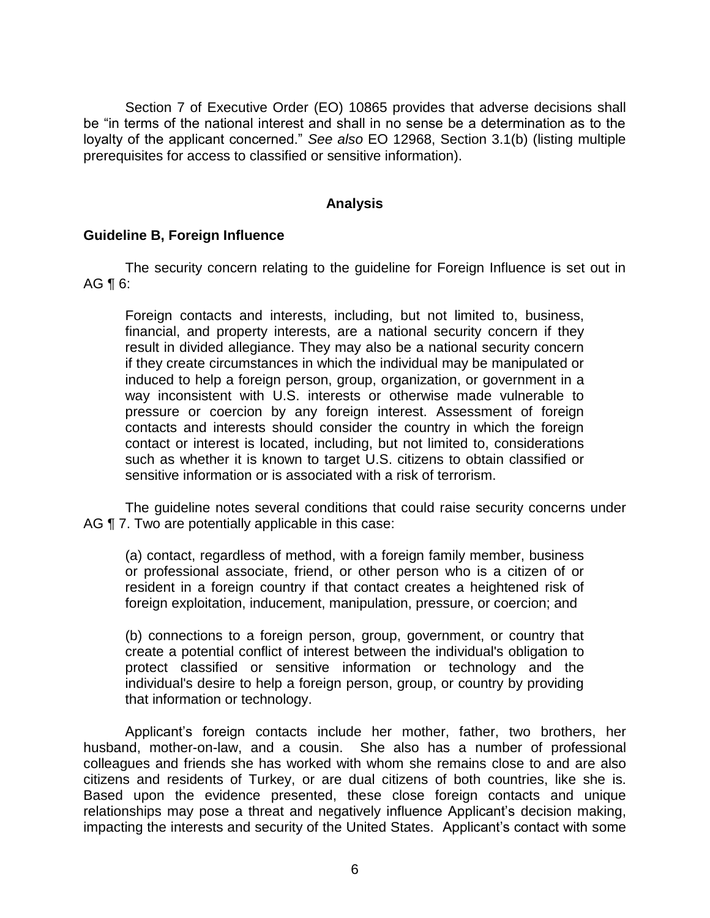Section 7 of Executive Order (EO) 10865 provides that adverse decisions shall be "in terms of the national interest and shall in no sense be a determination as to the loyalty of the applicant concerned." *See also* EO 12968, Section 3.1(b) (listing multiple prerequisites for access to classified or sensitive information).

## Analysis

### Guideline B, Foreign Influence

The security concern relating to the guideline for Foreign Influence is set out in AG ¶ 6:

> Foreign contacts and interests, including, but not limited to, business, financial, and property interests, are a national security concern if they result in divided allegiance. They may also be a national security concern if they create circumstances in which the individual may be manipulated or induced to help a foreign person, group, organization, or government in a way inconsistent with U.S. interests or otherwise made vulnerable to pressure or coercion by any foreign interest. Assessment of foreign contacts and interests should consider the country in which the foreign contact or interest is located, including, but not limited to, considerations such as whether it is known to target U.S. citizens to obtain classified or sensitive information or is associated with a risk of terrorism.

The guideline notes several conditions that could raise security concerns under AG ¶ 7. Two are potentially applicable in this case:

> (a) contact, regardless of method, with a foreign family member, business or professional associate, friend, or other person who is a citizen of or resident in a foreign country if that contact creates a heightened risk of foreign exploitation, inducement, manipulation, pressure, or coercion; and
>
> (b) connections to a foreign person, group, government, or country that create a potential conflict of interest between the individual's obligation to protect classified or sensitive information or technology and the individual's desire to help a foreign person, group, or country by providing that information or technology.

Applicant's foreign contacts include her mother, father, two brothers, her husband, mother-on-law, and a cousin. She also has a number of professional colleagues and friends she has worked with whom she remains close to and are also citizens and residents of Turkey, or are dual citizens of both countries, like she is. Based upon the evidence presented, these close foreign contacts and unique relationships may pose a threat and negatively influence Applicant's decision making, impacting the interests and security of the United States. Applicant's contact with some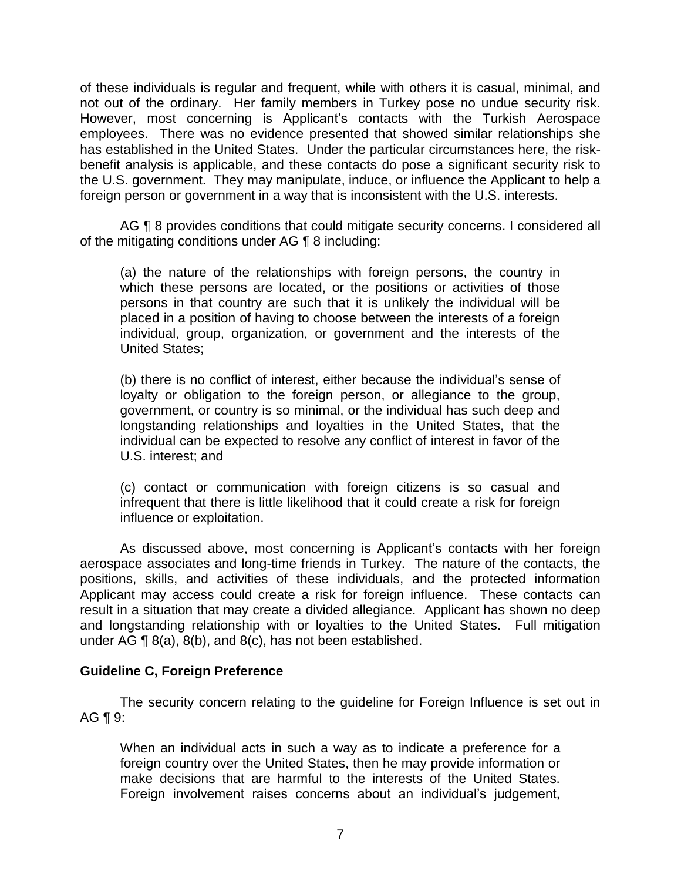of these individuals is regular and frequent, while with others it is casual, minimal, and not out of the ordinary. Her family members in Turkey pose no undue security risk. However, most concerning is Applicant's contacts with the Turkish Aerospace employees. There was no evidence presented that showed similar relationships she has established in the United States. Under the particular circumstances here, the risk-benefit analysis is applicable, and these contacts do pose a significant security risk to the U.S. government. They may manipulate, induce, or influence the Applicant to help a foreign person or government in a way that is inconsistent with the U.S. interests.

AG ¶ 8 provides conditions that could mitigate security concerns. I considered all of the mitigating conditions under AG ¶ 8 including:

> (a) the nature of the relationships with foreign persons, the country in which these persons are located, or the positions or activities of those persons in that country are such that it is unlikely the individual will be placed in a position of having to choose between the interests of a foreign individual, group, organization, or government and the interests of the United States;
>
> (b) there is no conflict of interest, either because the individual's sense of loyalty or obligation to the foreign person, or allegiance to the group, government, or country is so minimal, or the individual has such deep and longstanding relationships and loyalties in the United States, that the individual can be expected to resolve any conflict of interest in favor of the U.S. interest; and
>
> (c) contact or communication with foreign citizens is so casual and infrequent that there is little likelihood that it could create a risk for foreign influence or exploitation.

As discussed above, most concerning is Applicant's contacts with her foreign aerospace associates and long-time friends in Turkey. The nature of the contacts, the positions, skills, and activities of these individuals, and the protected information Applicant may access could create a risk for foreign influence. These contacts can result in a situation that may create a divided allegiance. Applicant has shown no deep and longstanding relationship with or loyalties to the United States. Full mitigation under AG ¶ 8(a), 8(b), and 8(c), has not been established.

**Guideline C, Foreign Preference**

The security concern relating to the guideline for Foreign Influence is set out in AG ¶ 9:

> When an individual acts in such a way as to indicate a preference for a foreign country over the United States, then he may provide information or make decisions that are harmful to the interests of the United States. Foreign involvement raises concerns about an individual's judgement,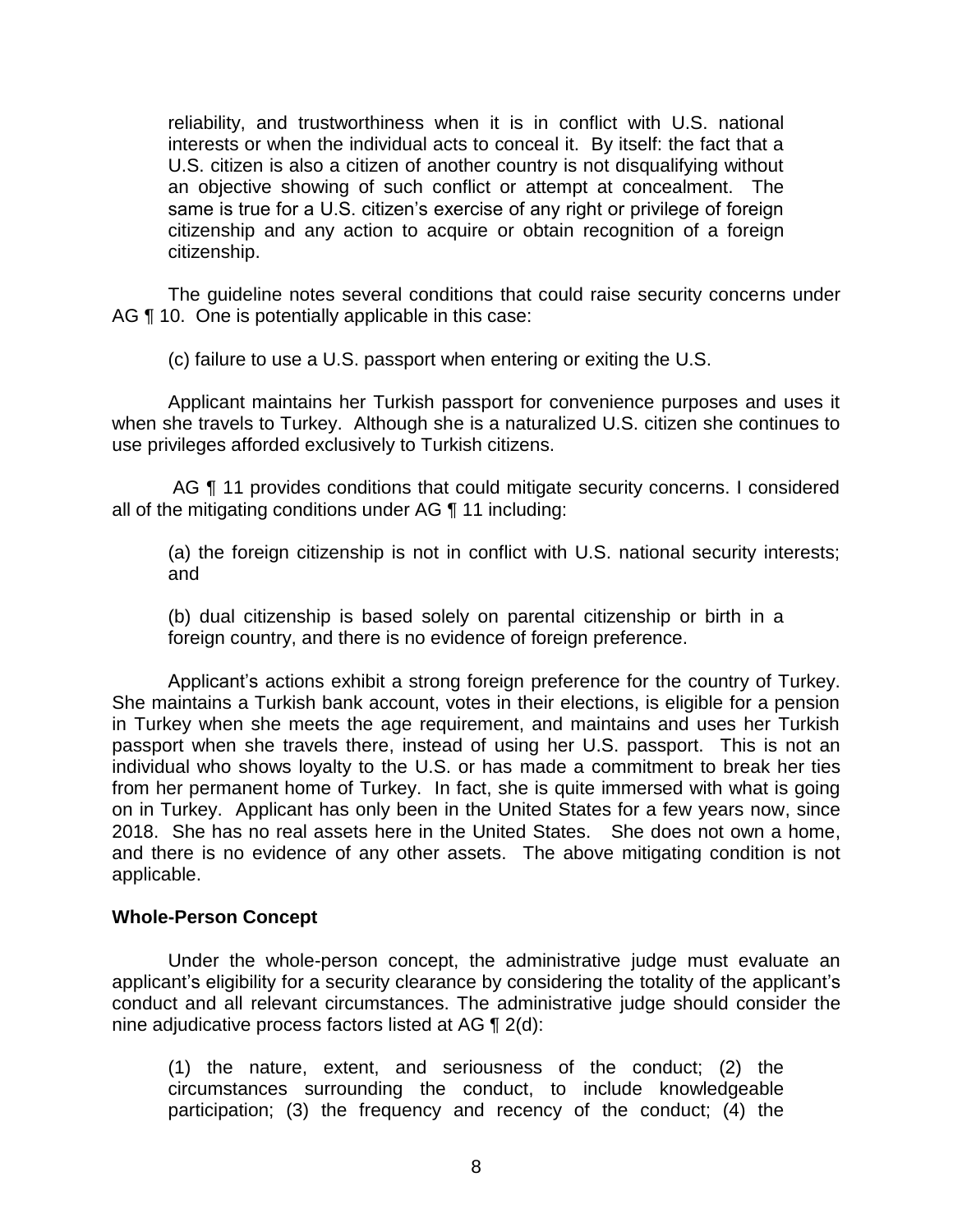reliability, and trustworthiness when it is in conflict with U.S. national interests or when the individual acts to conceal it. By itself: the fact that a U.S. citizen is also a citizen of another country is not disqualifying without an objective showing of such conflict or attempt at concealment. The same is true for a U.S. citizen's exercise of any right or privilege of foreign citizenship and any action to acquire or obtain recognition of a foreign citizenship.

The guideline notes several conditions that could raise security concerns under AG ¶ 10. One is potentially applicable in this case:

> (c) failure to use a U.S. passport when entering or exiting the U.S.

Applicant maintains her Turkish passport for convenience purposes and uses it when she travels to Turkey. Although she is a naturalized U.S. citizen she continues to use privileges afforded exclusively to Turkish citizens.

AG ¶ 11 provides conditions that could mitigate security concerns. I considered all of the mitigating conditions under AG ¶ 11 including:

> (a) the foreign citizenship is not in conflict with U.S. national security interests; and
>
> (b) dual citizenship is based solely on parental citizenship or birth in a foreign country, and there is no evidence of foreign preference.

Applicant's actions exhibit a strong foreign preference for the country of Turkey. She maintains a Turkish bank account, votes in their elections, is eligible for a pension in Turkey when she meets the age requirement, and maintains and uses her Turkish passport when she travels there, instead of using her U.S. passport. This is not an individual who shows loyalty to the U.S. or has made a commitment to break her ties from her permanent home of Turkey. In fact, she is quite immersed with what is going on in Turkey. Applicant has only been in the United States for a few years now, since 2018. She has no real assets here in the United States. She does not own a home, and there is no evidence of any other assets. The above mitigating condition is not applicable.

**Whole-Person Concept**

Under the whole-person concept, the administrative judge must evaluate an applicant's eligibility for a security clearance by considering the totality of the applicant's conduct and all relevant circumstances. The administrative judge should consider the nine adjudicative process factors listed at AG ¶ 2(d):

> (1) the nature, extent, and seriousness of the conduct; (2) the circumstances surrounding the conduct, to include knowledgeable participation; (3) the frequency and recency of the conduct; (4) the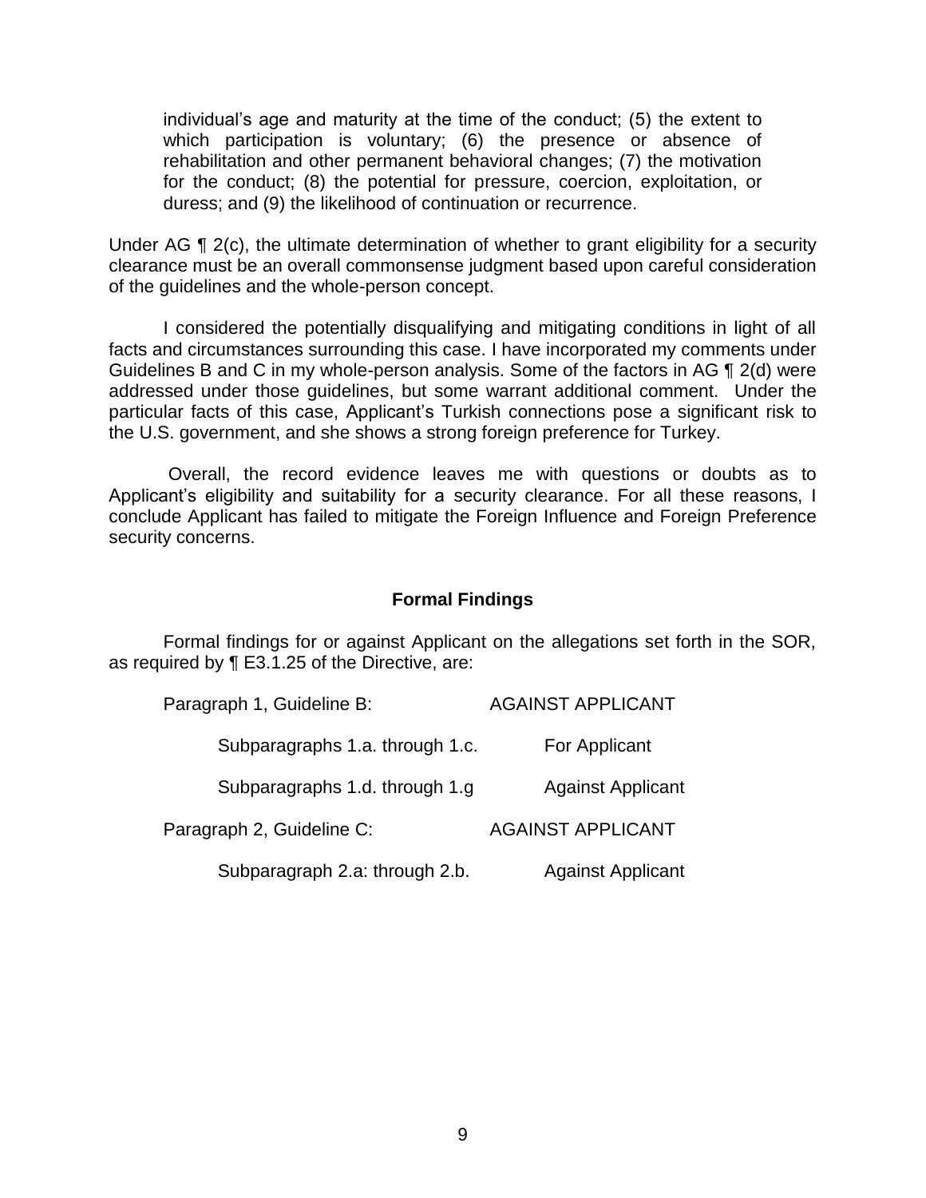individual's age and maturity at the time of the conduct; (5) the extent to which participation is voluntary; (6) the presence or absence of rehabilitation and other permanent behavioral changes; (7) the motivation for the conduct; (8) the potential for pressure, coercion, exploitation, or duress; and (9) the likelihood of continuation or recurrence.

Under AG ¶ 2(c), the ultimate determination of whether to grant eligibility for a security clearance must be an overall commonsense judgment based upon careful consideration of the guidelines and the whole-person concept.

I considered the potentially disqualifying and mitigating conditions in light of all facts and circumstances surrounding this case. I have incorporated my comments under Guidelines B and C in my whole-person analysis. Some of the factors in AG ¶ 2(d) were addressed under those guidelines, but some warrant additional comment. Under the particular facts of this case, Applicant's Turkish connections pose a significant risk to the U.S. government, and she shows a strong foreign preference for Turkey.

Overall, the record evidence leaves me with questions or doubts as to Applicant's eligibility and suitability for a security clearance. For all these reasons, I conclude Applicant has failed to mitigate the Foreign Influence and Foreign Preference security concerns.

## Formal Findings

Formal findings for or against Applicant on the allegations set forth in the SOR, as required by ¶ E3.1.25 of the Directive, are:

| | |
|---|---|
| Paragraph 1, Guideline B: | AGAINST APPLICANT |
| Subparagraphs 1.a. through 1.c. | For Applicant |
| Subparagraphs 1.d. through 1.g | Against Applicant |
| Paragraph 2, Guideline C: | AGAINST APPLICANT |
| Subparagraph 2.a: through 2.b. | Against Applicant |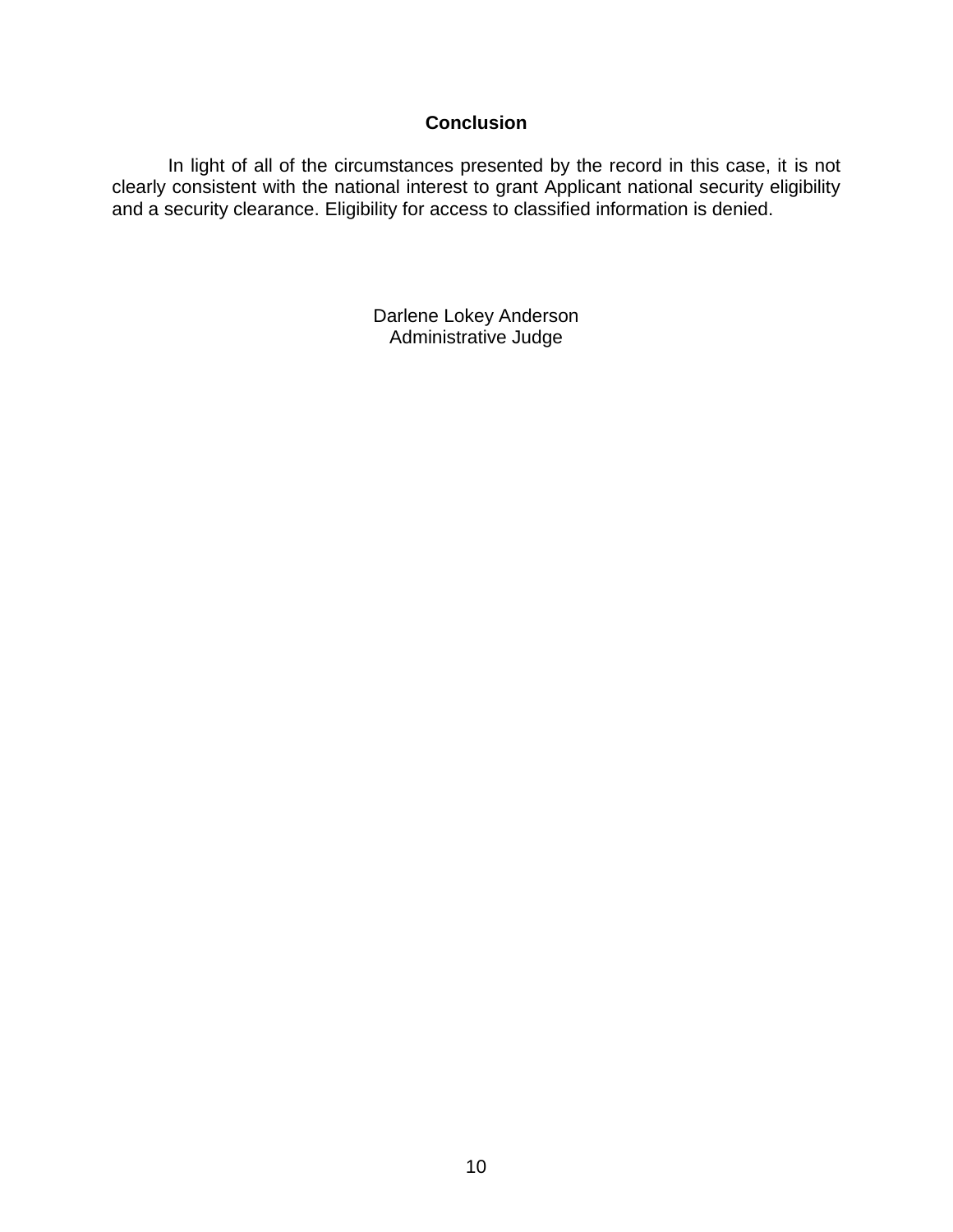## Conclusion

In light of all of the circumstances presented by the record in this case, it is not clearly consistent with the national interest to grant Applicant national security eligibility and a security clearance. Eligibility for access to classified information is denied.

Darlene Lokey Anderson
Administrative Judge